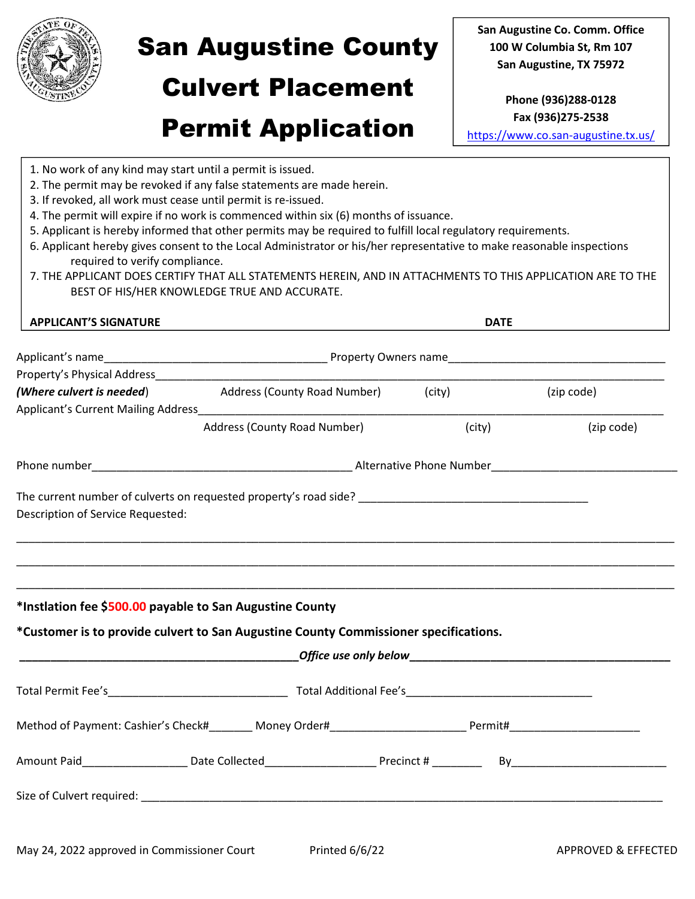# San Augustine County Culvert Placement Permit Application

**San Augustine Co. Comm. Office**
**100 W Columbia St, Rm 107**
**San Augustine, TX 75972**

**Phone (936)288-0128**
**Fax (936)275-2538**
https://www.co.san-augustine.tx.us/

1. No work of any kind may start until a permit is issued.
2. The permit may be revoked if any false statements are made herein.
3. If revoked, all work must cease until permit is re-issued.
4. The permit will expire if no work is commenced within six (6) months of issuance.
5. Applicant is hereby informed that other permits may be required to fulfill local regulatory requirements.
6. Applicant hereby gives consent to the Local Administrator or his/her representative to make reasonable inspections required to verify compliance.
7. THE APPLICANT DOES CERTIFY THAT ALL STATEMENTS HEREIN, AND IN ATTACHMENTS TO THIS APPLICATION ARE TO THE BEST OF HIS/HER KNOWLEDGE TRUE AND ACCURATE.

**APPLICANT'S SIGNATURE** **DATE**

Applicant's name____________________________________ Property Owners name___________________________________

Property's Physical Address__________________________________________________________________________________

***(Where culvert is needed)*** Address (County Road Number) (city) (zip code)

Applicant's Current Mailing Address__________________________________________________________________________

Address (County Road Number) (city) (zip code)

Phone number___________________________________________ Alternative Phone Number_____________________________

The current number of culverts on requested property's road side? ______________________________________

Description of Service Requested:

______________________________________________________________________________________________________

______________________________________________________________________________________________________

______________________________________________________________________________________________________

***Instlation fee $500.00 payable to San Augustine County**

***Customer is to provide culvert to San Augustine County Commissioner specifications.**

___________________________________________***Office use only below***___________________________________________

Total Permit Fee's____________________________ Total Additional Fee's_____________________________

Method of Payment: Cashier's Check#_______ Money Order#_____________________ Permit#_____________________

Amount Paid________________ Date Collected_________________ Precinct # ________ By________________________

Size of Culvert required: ____________________________________________________________________________________

May 24, 2022 approved in Commissioner Court Printed 6/6/22 APPROVED & EFFECTED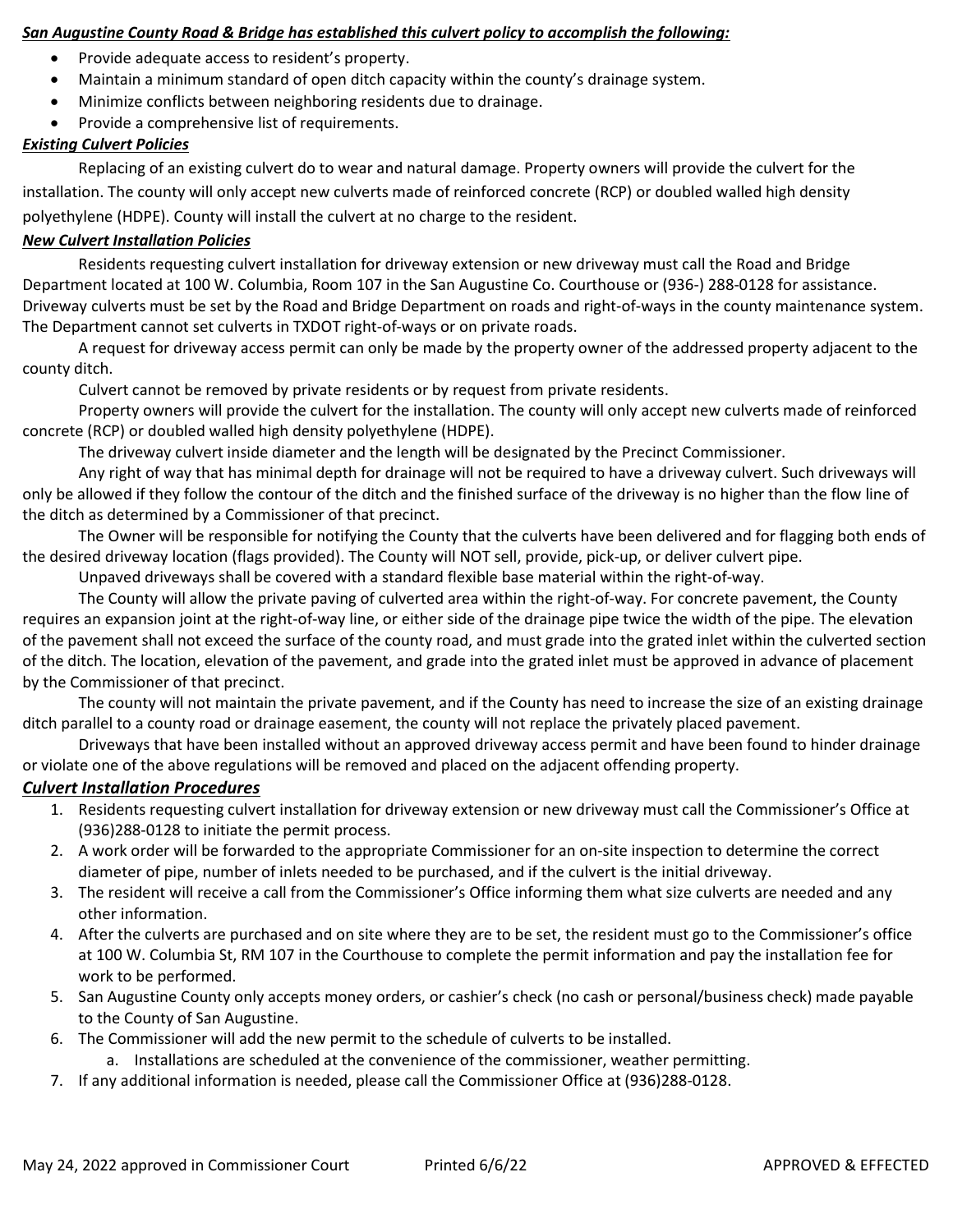***San Augustine County Road & Bridge has established this culvert policy to accomplish the following:***

- Provide adequate access to resident's property.
- Maintain a minimum standard of open ditch capacity within the county's drainage system.
- Minimize conflicts between neighboring residents due to drainage.
- Provide a comprehensive list of requirements.

***Existing Culvert Policies***

Replacing of an existing culvert do to wear and natural damage. Property owners will provide the culvert for the installation. The county will only accept new culverts made of reinforced concrete (RCP) or doubled walled high density polyethylene (HDPE). County will install the culvert at no charge to the resident.

***New Culvert Installation Policies***

Residents requesting culvert installation for driveway extension or new driveway must call the Road and Bridge Department located at 100 W. Columbia, Room 107 in the San Augustine Co. Courthouse or (936-) 288-0128 for assistance. Driveway culverts must be set by the Road and Bridge Department on roads and right-of-ways in the county maintenance system. The Department cannot set culverts in TXDOT right-of-ways or on private roads.

A request for driveway access permit can only be made by the property owner of the addressed property adjacent to the county ditch.

Culvert cannot be removed by private residents or by request from private residents.

Property owners will provide the culvert for the installation. The county will only accept new culverts made of reinforced concrete (RCP) or doubled walled high density polyethylene (HDPE).

The driveway culvert inside diameter and the length will be designated by the Precinct Commissioner.

Any right of way that has minimal depth for drainage will not be required to have a driveway culvert. Such driveways will only be allowed if they follow the contour of the ditch and the finished surface of the driveway is no higher than the flow line of the ditch as determined by a Commissioner of that precinct.

The Owner will be responsible for notifying the County that the culverts have been delivered and for flagging both ends of the desired driveway location (flags provided). The County will NOT sell, provide, pick-up, or deliver culvert pipe.

Unpaved driveways shall be covered with a standard flexible base material within the right-of-way.

The County will allow the private paving of culverted area within the right-of-way. For concrete pavement, the County requires an expansion joint at the right-of-way line, or either side of the drainage pipe twice the width of the pipe. The elevation of the pavement shall not exceed the surface of the county road, and must grade into the grated inlet within the culverted section of the ditch. The location, elevation of the pavement, and grade into the grated inlet must be approved in advance of placement by the Commissioner of that precinct.

The county will not maintain the private pavement, and if the County has need to increase the size of an existing drainage ditch parallel to a county road or drainage easement, the county will not replace the privately placed pavement.

Driveways that have been installed without an approved driveway access permit and have been found to hinder drainage or violate one of the above regulations will be removed and placed on the adjacent offending property.

***Culvert Installation Procedures***

1. Residents requesting culvert installation for driveway extension or new driveway must call the Commissioner's Office at (936)288-0128 to initiate the permit process.
2. A work order will be forwarded to the appropriate Commissioner for an on-site inspection to determine the correct diameter of pipe, number of inlets needed to be purchased, and if the culvert is the initial driveway.
3. The resident will receive a call from the Commissioner's Office informing them what size culverts are needed and any other information.
4. After the culverts are purchased and on site where they are to be set, the resident must go to the Commissioner's office at 100 W. Columbia St, RM 107 in the Courthouse to complete the permit information and pay the installation fee for work to be performed.
5. San Augustine County only accepts money orders, or cashier's check (no cash or personal/business check) made payable to the County of San Augustine.
6. The Commissioner will add the new permit to the schedule of culverts to be installed.
    a. Installations are scheduled at the convenience of the commissioner, weather permitting.
7. If any additional information is needed, please call the Commissioner Office at (936)288-0128.

May 24, 2022 approved in Commissioner Court Printed 6/6/22 APPROVED & EFFECTED